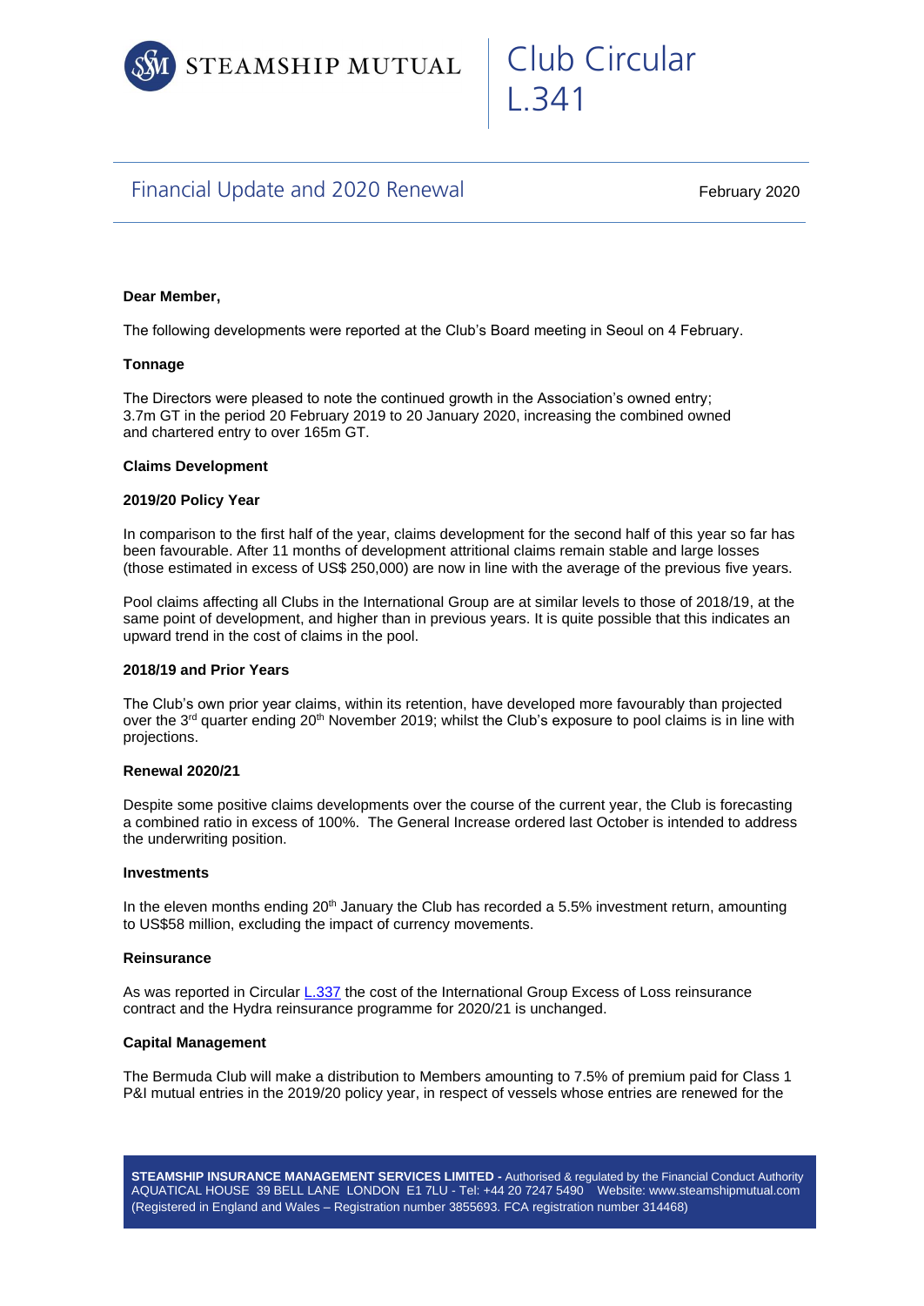STEAMSHIP MUTUAL

# Club Circular L.341

## Financial Update and 2020 Renewal

February 2020

**Dear Member,**

The following developments were reported at the Club's Board meeting in Seoul on 4 February.

**Tonnage**

The Directors were pleased to note the continued growth in the Association's owned entry; 3.7m GT in the period 20 February 2019 to 20 January 2020, increasing the combined owned and chartered entry to over 165m GT.

**Claims Development**

**2019/20 Policy Year**

In comparison to the first half of the year, claims development for the second half of this year so far has been favourable. After 11 months of development attritional claims remain stable and large losses (those estimated in excess of US$ 250,000) are now in line with the average of the previous five years.

Pool claims affecting all Clubs in the International Group are at similar levels to those of 2018/19, at the same point of development, and higher than in previous years. It is quite possible that this indicates an upward trend in the cost of claims in the pool.

**2018/19 and Prior Years**

The Club's own prior year claims, within its retention, have developed more favourably than projected over the 3rd quarter ending 20th November 2019; whilst the Club's exposure to pool claims is in line with projections.

**Renewal 2020/21**

Despite some positive claims developments over the course of the current year, the Club is forecasting a combined ratio in excess of 100%. The General Increase ordered last October is intended to address the underwriting position.

**Investments**

In the eleven months ending 20th January the Club has recorded a 5.5% investment return, amounting to US$58 million, excluding the impact of currency movements.

**Reinsurance**

As was reported in Circular L.337 the cost of the International Group Excess of Loss reinsurance contract and the Hydra reinsurance programme for 2020/21 is unchanged.

**Capital Management**

The Bermuda Club will make a distribution to Members amounting to 7.5% of premium paid for Class 1 P&I mutual entries in the 2019/20 policy year, in respect of vessels whose entries are renewed for the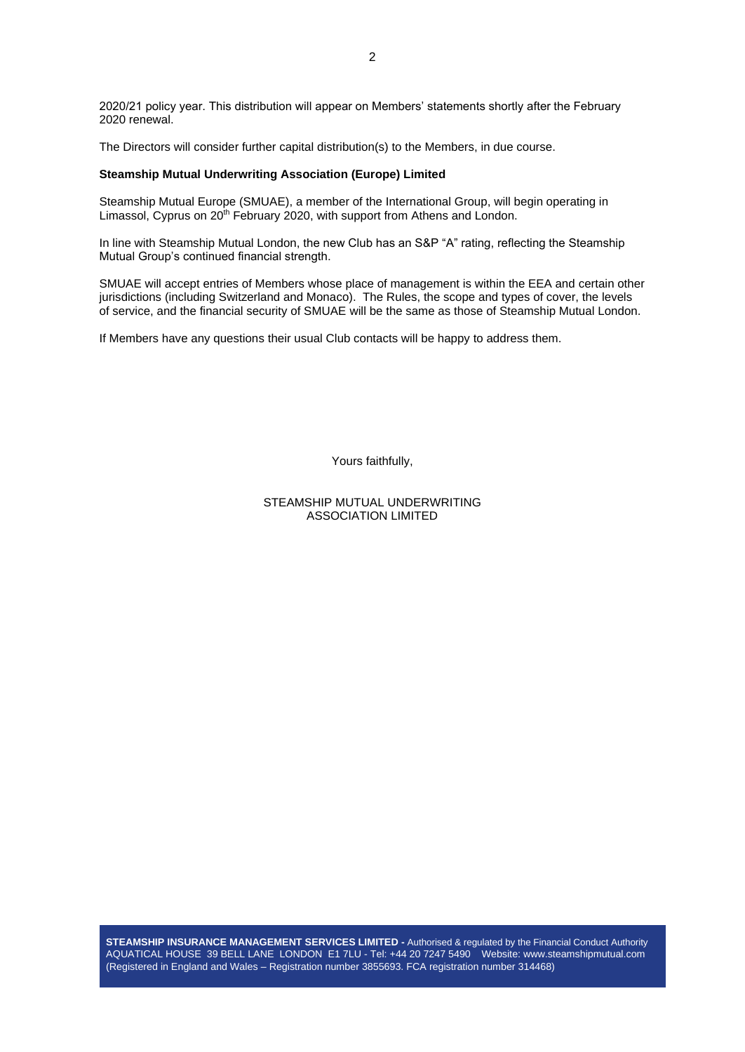2020/21 policy year. This distribution will appear on Members' statements shortly after the February 2020 renewal.

The Directors will consider further capital distribution(s) to the Members, in due course.

**Steamship Mutual Underwriting Association (Europe) Limited**

Steamship Mutual Europe (SMUAE), a member of the International Group, will begin operating in Limassol, Cyprus on 20th February 2020, with support from Athens and London.

In line with Steamship Mutual London, the new Club has an S&P "A" rating, reflecting the Steamship Mutual Group's continued financial strength.

SMUAE will accept entries of Members whose place of management is within the EEA and certain other jurisdictions (including Switzerland and Monaco). The Rules, the scope and types of cover, the levels of service, and the financial security of SMUAE will be the same as those of Steamship Mutual London.

If Members have any questions their usual Club contacts will be happy to address them.

Yours faithfully,

STEAMSHIP MUTUAL UNDERWRITING ASSOCIATION LIMITED

**STEAMSHIP INSURANCE MANAGEMENT SERVICES LIMITED** - Authorised & regulated by the Financial Conduct Authority
AQUATICAL HOUSE 39 BELL LANE LONDON E1 7LU - Tel: +44 20 7247 5490 Website: www.steamshipmutual.com
(Registered in England and Wales – Registration number 3855693. FCA registration number 314468)